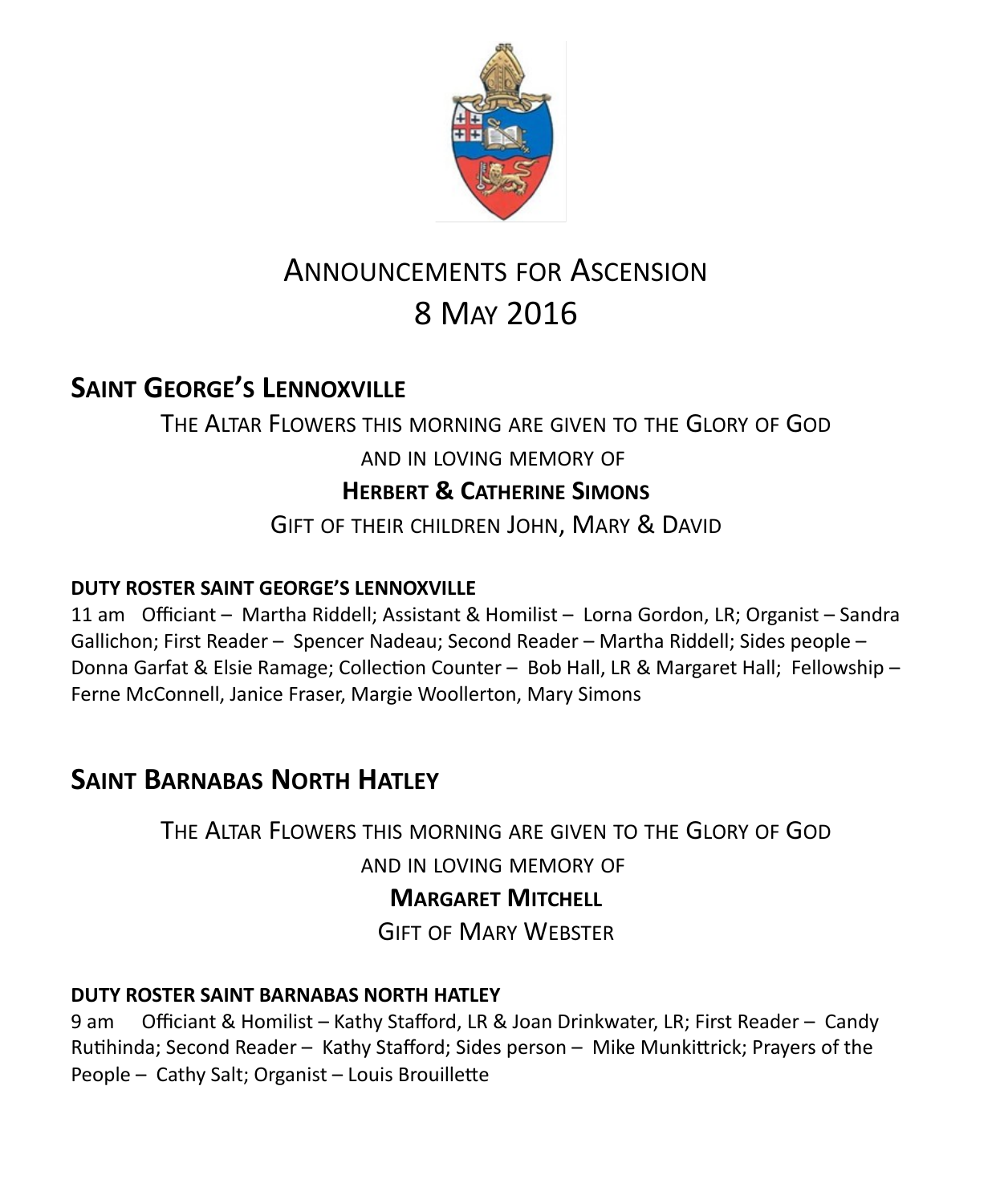# Announcements for Ascension
# 8 May 2016

## Saint George's Lennoxville

The Altar Flowers this morning are given to the Glory of God

and in loving memory of

**Herbert & Catherine Simons**

Gift of their children John, Mary & David

**DUTY ROSTER SAINT GEORGE'S LENNOXVILLE**

11 am Officiant – Martha Riddell; Assistant & Homilist – Lorna Gordon, LR; Organist – Sandra Gallichon; First Reader – Spencer Nadeau; Second Reader – Martha Riddell; Sides people – Donna Garfat & Elsie Ramage; Collection Counter – Bob Hall, LR & Margaret Hall; Fellowship – Ferne McConnell, Janice Fraser, Margie Woollerton, Mary Simons

## Saint Barnabas North Hatley

The Altar Flowers this morning are given to the Glory of God

and in loving memory of

**Margaret Mitchell**

Gift of Mary Webster

**DUTY ROSTER SAINT BARNABAS NORTH HATLEY**

9 am Officiant & Homilist – Kathy Stafford, LR & Joan Drinkwater, LR; First Reader – Candy Rutihinda; Second Reader – Kathy Stafford; Sides person – Mike Munkittrick; Prayers of the People – Cathy Salt; Organist – Louis Brouillette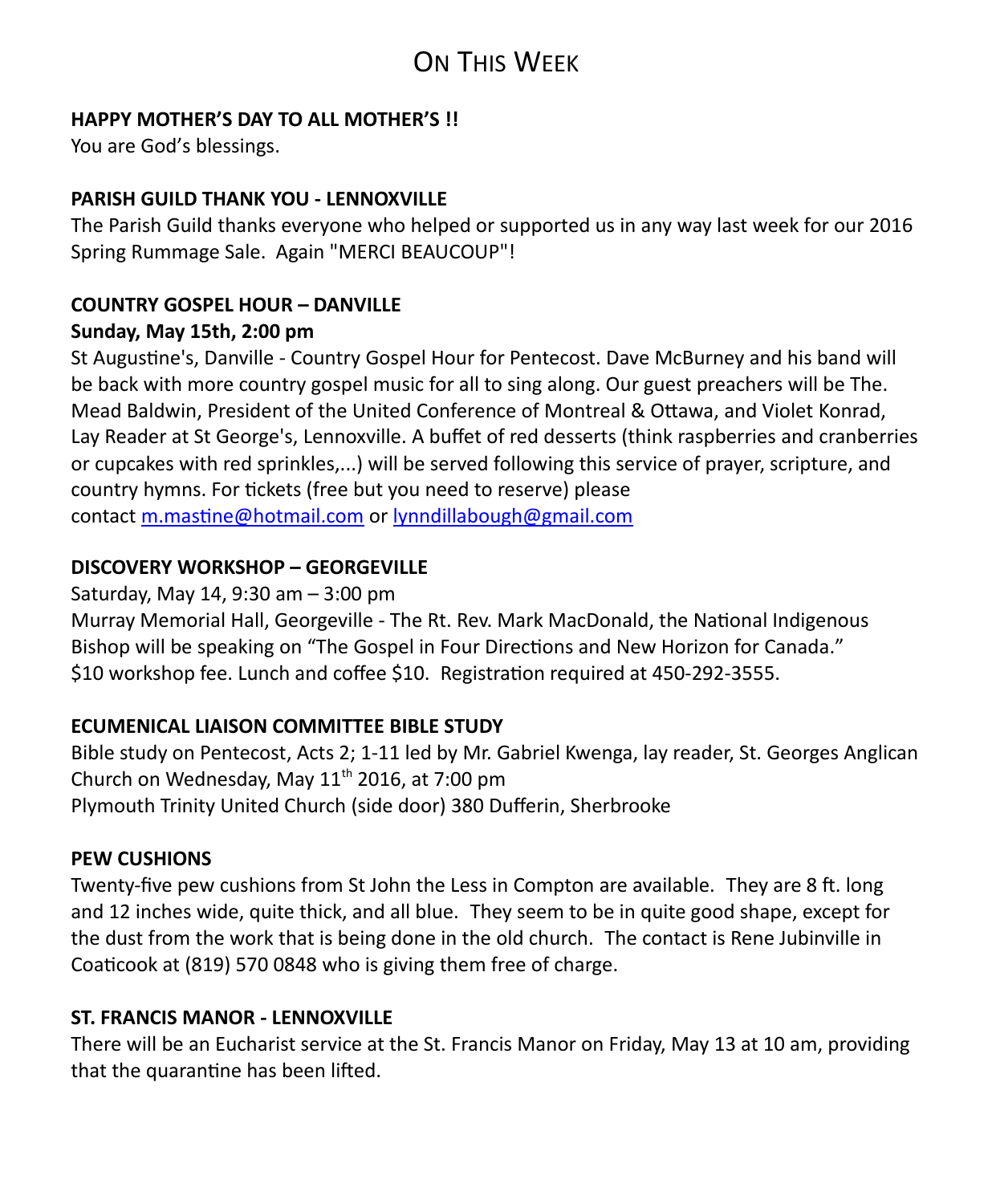# On This Week

**HAPPY MOTHER'S DAY TO ALL MOTHER'S !!**

You are God's blessings.

**PARISH GUILD THANK YOU - LENNOXVILLE**

The Parish Guild thanks everyone who helped or supported us in any way last week for our 2016 Spring Rummage Sale. Again "MERCI BEAUCOUP"!

**COUNTRY GOSPEL HOUR – DANVILLE**

**Sunday, May 15th, 2:00 pm**

St Augustine's, Danville - Country Gospel Hour for Pentecost. Dave McBurney and his band will be back with more country gospel music for all to sing along. Our guest preachers will be The. Mead Baldwin, President of the United Conference of Montreal & Ottawa, and Violet Konrad, Lay Reader at St George's, Lennoxville. A buffet of red desserts (think raspberries and cranberries or cupcakes with red sprinkles,...) will be served following this service of prayer, scripture, and country hymns. For tickets (free but you need to reserve) please contact m.mastine@hotmail.com or lynndillabough@gmail.com

**DISCOVERY WORKSHOP – GEORGEVILLE**

Saturday, May 14, 9:30 am – 3:00 pm

Murray Memorial Hall, Georgeville - The Rt. Rev. Mark MacDonald, the National Indigenous Bishop will be speaking on "The Gospel in Four Directions and New Horizon for Canada." $10 workshop fee. Lunch and coffee $10. Registration required at 450-292-3555.

**ECUMENICAL LIAISON COMMITTEE BIBLE STUDY**

Bible study on Pentecost, Acts 2; 1-11 led by Mr. Gabriel Kwenga, lay reader, St. Georges Anglican Church on Wednesday, May 11th 2016, at 7:00 pm

Plymouth Trinity United Church (side door) 380 Dufferin, Sherbrooke

**PEW CUSHIONS**

Twenty-five pew cushions from St John the Less in Compton are available. They are 8 ft. long and 12 inches wide, quite thick, and all blue. They seem to be in quite good shape, except for the dust from the work that is being done in the old church. The contact is Rene Jubinville in Coaticook at (819) 570 0848 who is giving them free of charge.

**ST. FRANCIS MANOR - LENNOXVILLE**

There will be an Eucharist service at the St. Francis Manor on Friday, May 13 at 10 am, providing that the quarantine has been lifted.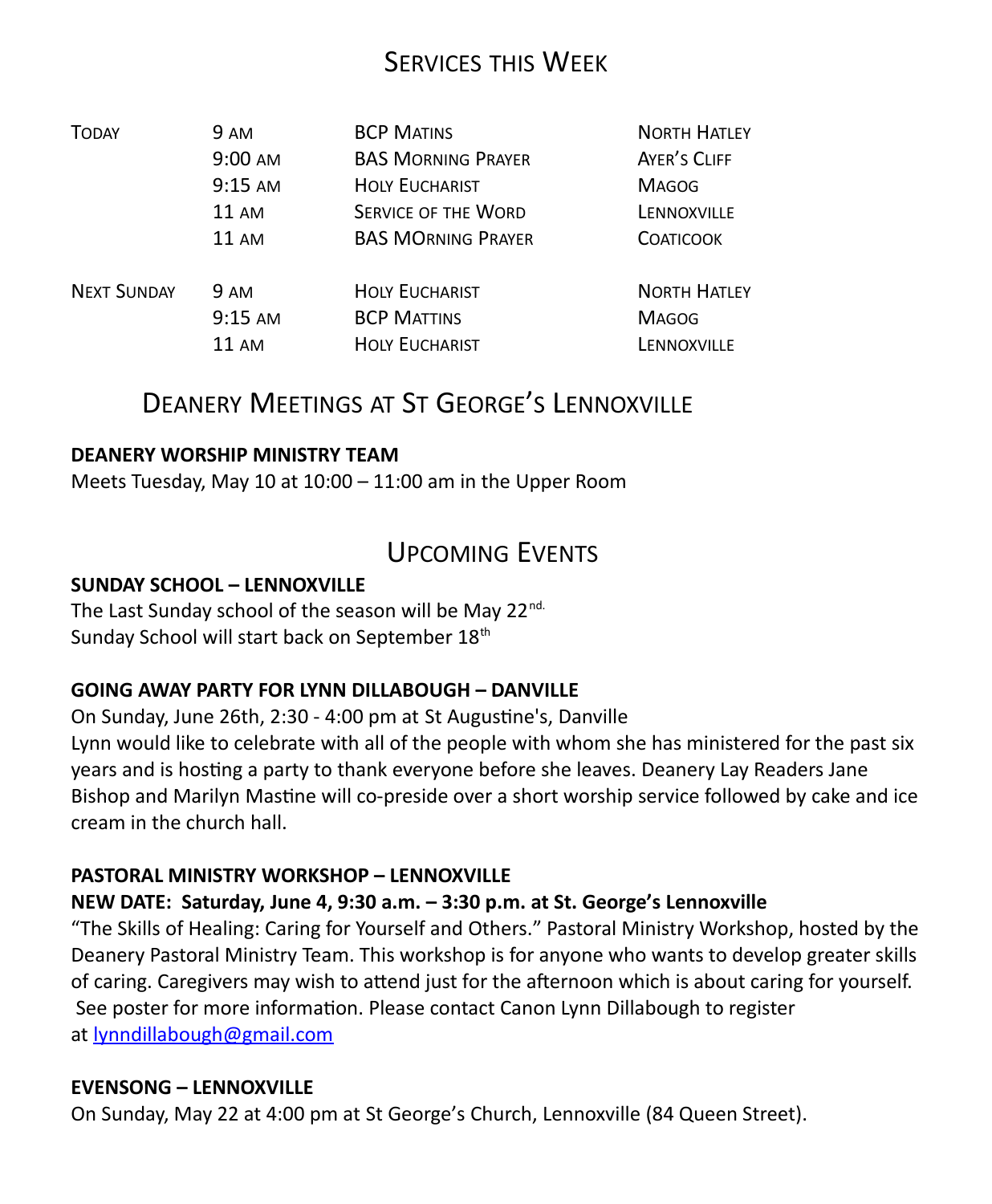# Services this Week

| | | | |
|---|---|---|---|
| Today | 9 am | BCP Matins | North Hatley |
| | 9:00 am | BAS Morning Prayer | Ayer's Cliff |
| | 9:15 am | Holy Eucharist | Magog |
| | 11 am | Service of the Word | Lennoxville |
| | 11 am | BAS MOrning Prayer | Coaticook |
| Next Sunday | 9 am | Holy Eucharist | North Hatley |
| | 9:15 am | BCP Mattins | Magog |
| | 11 am | Holy Eucharist | Lennoxville |

# Deanery Meetings at St George's Lennoxville

**DEANERY WORSHIP MINISTRY TEAM**

Meets Tuesday, May 10 at 10:00 – 11:00 am in the Upper Room

# Upcoming Events

**SUNDAY SCHOOL – LENNOXVILLE**

The Last Sunday school of the season will be May 22nd.
Sunday School will start back on September 18th

**GOING AWAY PARTY FOR LYNN DILLABOUGH – DANVILLE**

On Sunday, June 26th, 2:30 - 4:00 pm at St Augustine's, Danville
Lynn would like to celebrate with all of the people with whom she has ministered for the past six years and is hosting a party to thank everyone before she leaves. Deanery Lay Readers Jane Bishop and Marilyn Mastine will co-preside over a short worship service followed by cake and ice cream in the church hall.

**PASTORAL MINISTRY WORKSHOP – LENNOXVILLE**

**NEW DATE: Saturday, June 4, 9:30 a.m. – 3:30 p.m. at St. George's Lennoxville**

"The Skills of Healing: Caring for Yourself and Others." Pastoral Ministry Workshop, hosted by the Deanery Pastoral Ministry Team. This workshop is for anyone who wants to develop greater skills of caring. Caregivers may wish to attend just for the afternoon which is about caring for yourself. See poster for more information. Please contact Canon Lynn Dillabough to register at lynndillabough@gmail.com

**EVENSONG – LENNOXVILLE**

On Sunday, May 22 at 4:00 pm at St George's Church, Lennoxville (84 Queen Street).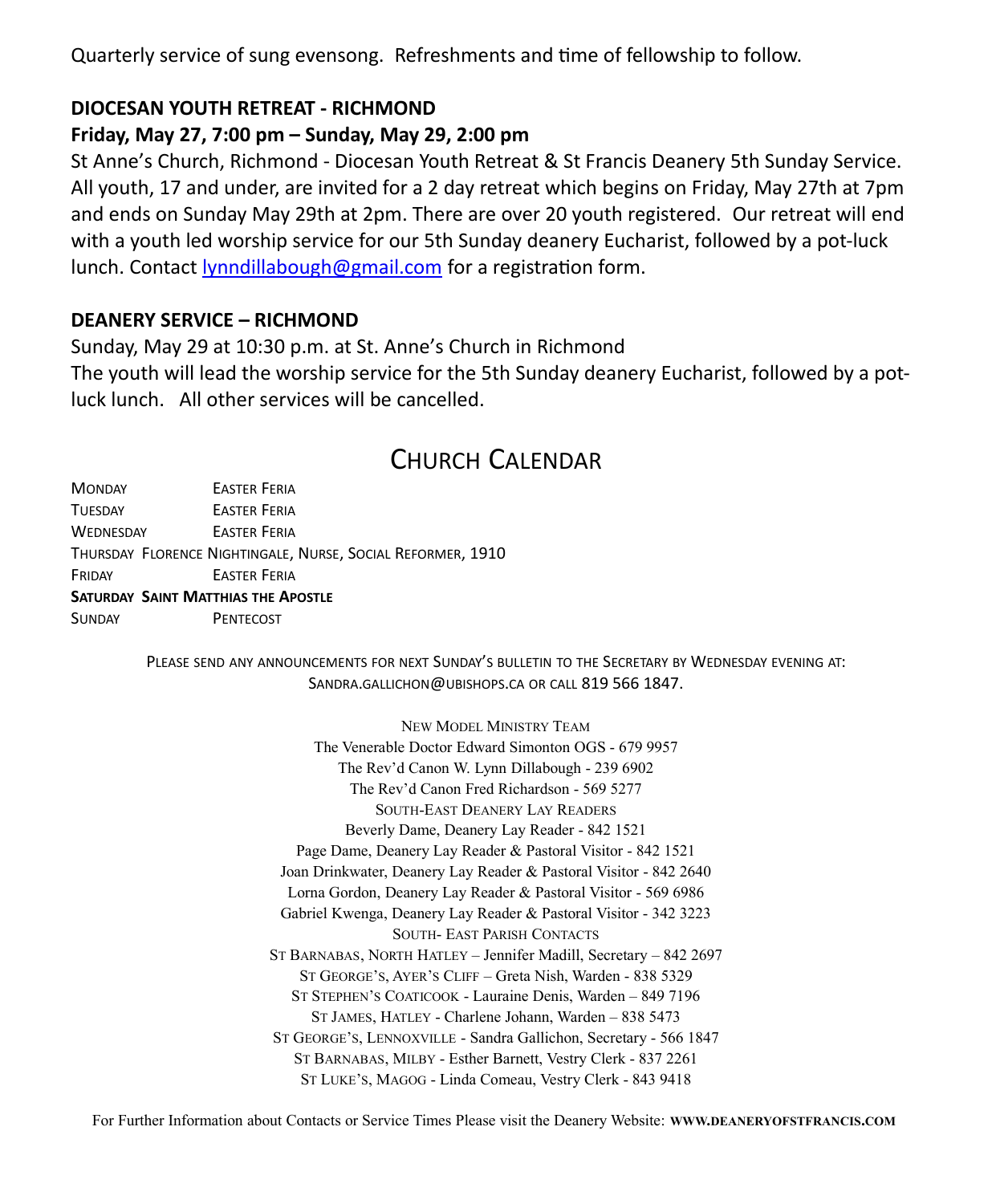Quarterly service of sung evensong. Refreshments and time of fellowship to follow.

**DIOCESAN YOUTH RETREAT - RICHMOND**

**Friday, May 27, 7:00 pm – Sunday, May 29, 2:00 pm**

St Anne's Church, Richmond - Diocesan Youth Retreat & St Francis Deanery 5th Sunday Service. All youth, 17 and under, are invited for a 2 day retreat which begins on Friday, May 27th at 7pm and ends on Sunday May 29th at 2pm. There are over 20 youth registered. Our retreat will end with a youth led worship service for our 5th Sunday deanery Eucharist, followed by a pot-luck lunch. Contact lynndillabough@gmail.com for a registration form.

**DEANERY SERVICE – RICHMOND**

Sunday, May 29 at 10:30 p.m. at St. Anne's Church in Richmond

The youth will lead the worship service for the 5th Sunday deanery Eucharist, followed by a pot-luck lunch. All other services will be cancelled.

## CHURCH CALENDAR

| | |
|---|---|
| MONDAY | EASTER FERIA |
| TUESDAY | EASTER FERIA |
| WEDNESDAY | EASTER FERIA |
| THURSDAY | FLORENCE NIGHTINGALE, NURSE, SOCIAL REFORMER, 1910 |
| FRIDAY | EASTER FERIA |
| **SATURDAY** | **SAINT MATTHIAS THE APOSTLE** |
| SUNDAY | PENTECOST |

PLEASE SEND ANY ANNOUNCEMENTS FOR NEXT SUNDAY'S BULLETIN TO THE SECRETARY BY WEDNESDAY EVENING AT: SANDRA.GALLICHON@UBISHOPS.CA OR CALL 819 566 1847.

NEW MODEL MINISTRY TEAM

The Venerable Doctor Edward Simonton OGS - 679 9957

The Rev'd Canon W. Lynn Dillabough - 239 6902

The Rev'd Canon Fred Richardson - 569 5277

SOUTH-EAST DEANERY LAY READERS

Beverly Dame, Deanery Lay Reader - 842 1521

Page Dame, Deanery Lay Reader & Pastoral Visitor - 842 1521

Joan Drinkwater, Deanery Lay Reader & Pastoral Visitor - 842 2640

Lorna Gordon, Deanery Lay Reader & Pastoral Visitor - 569 6986

Gabriel Kwenga, Deanery Lay Reader & Pastoral Visitor - 342 3223

SOUTH- EAST PARISH CONTACTS

ST BARNABAS, NORTH HATLEY – Jennifer Madill, Secretary – 842 2697

ST GEORGE'S, AYER'S CLIFF – Greta Nish, Warden - 838 5329

ST STEPHEN'S COATICOOK - Lauraine Denis, Warden – 849 7196

ST JAMES, HATLEY - Charlene Johann, Warden – 838 5473

ST GEORGE'S, LENNOXVILLE - Sandra Gallichon, Secretary - 566 1847

ST BARNABAS, MILBY - Esther Barnett, Vestry Clerk - 837 2261

ST LUKE'S, MAGOG - Linda Comeau, Vestry Clerk - 843 9418

For Further Information about Contacts or Service Times Please visit the Deanery Website: **WWW.DEANERYOFSTFRANCIS.COM**